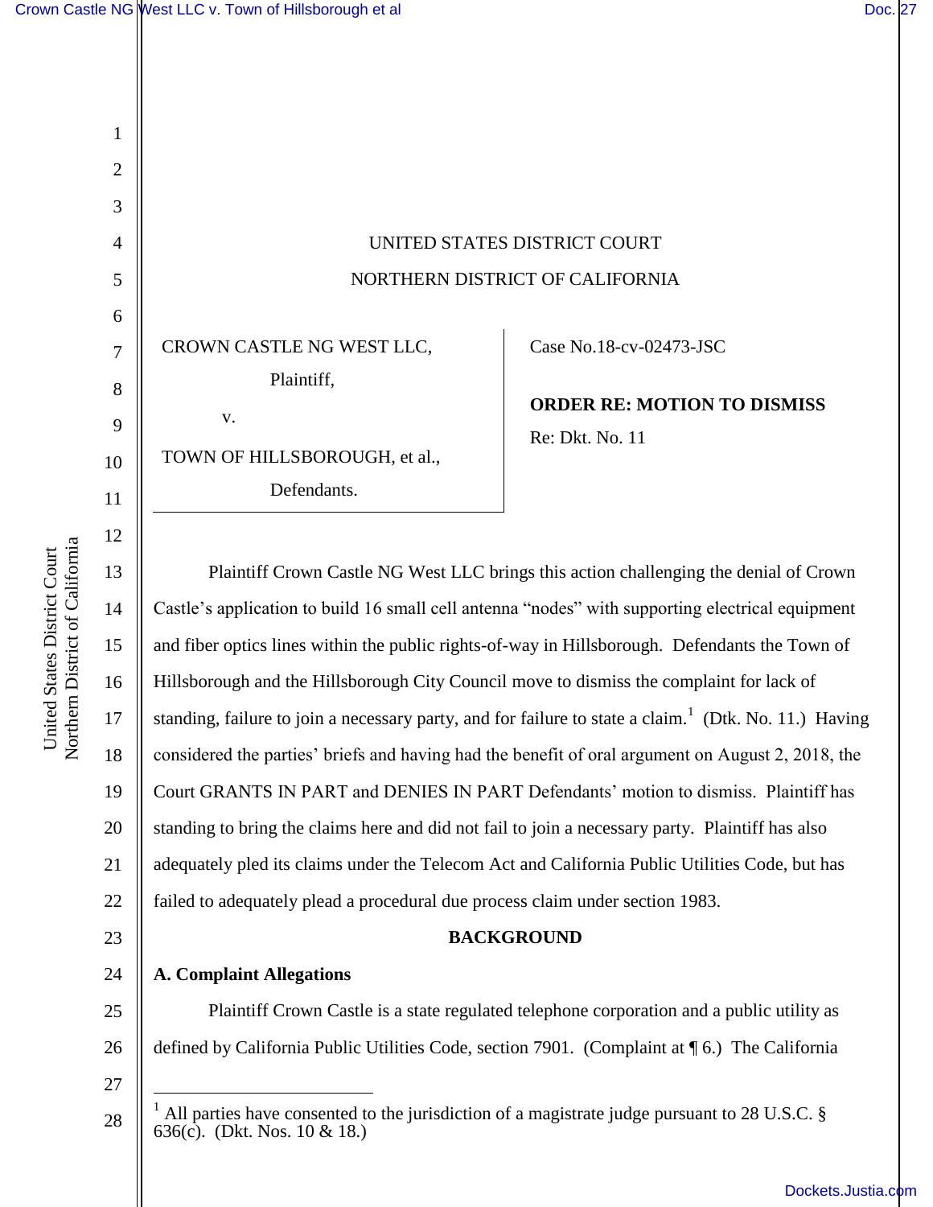UNITED STATES DISTRICT COURT

NORTHERN DISTRICT OF CALIFORNIA

| | |
|---|---|
| CROWN CASTLE NG WEST LLC,<br>Plaintiff,<br>v.<br>TOWN OF HILLSBOROUGH, et al.,<br>Defendants. | Case No.18-cv-02473-JSC<br><br>**ORDER RE: MOTION TO DISMISS**<br>Re: Dkt. No. 11 |

Plaintiff Crown Castle NG West LLC brings this action challenging the denial of Crown Castle's application to build 16 small cell antenna "nodes" with supporting electrical equipment and fiber optics lines within the public rights-of-way in Hillsborough. Defendants the Town of Hillsborough and the Hillsborough City Council move to dismiss the complaint for lack of standing, failure to join a necessary party, and for failure to state a claim.[1] (Dtk. No. 11.) Having considered the parties' briefs and having had the benefit of oral argument on August 2, 2018, the Court GRANTS IN PART and DENIES IN PART Defendants' motion to dismiss. Plaintiff has standing to bring the claims here and did not fail to join a necessary party. Plaintiff has also adequately pled its claims under the Telecom Act and California Public Utilities Code, but has failed to adequately plead a procedural due process claim under section 1983.

## BACKGROUND

### A. Complaint Allegations

Plaintiff Crown Castle is a state regulated telephone corporation and a public utility as defined by California Public Utilities Code, section 7901. (Complaint at ¶ 6.) The California

[1] All parties have consented to the jurisdiction of a magistrate judge pursuant to 28 U.S.C. § 636(c). (Dkt. Nos. 10 & 18.)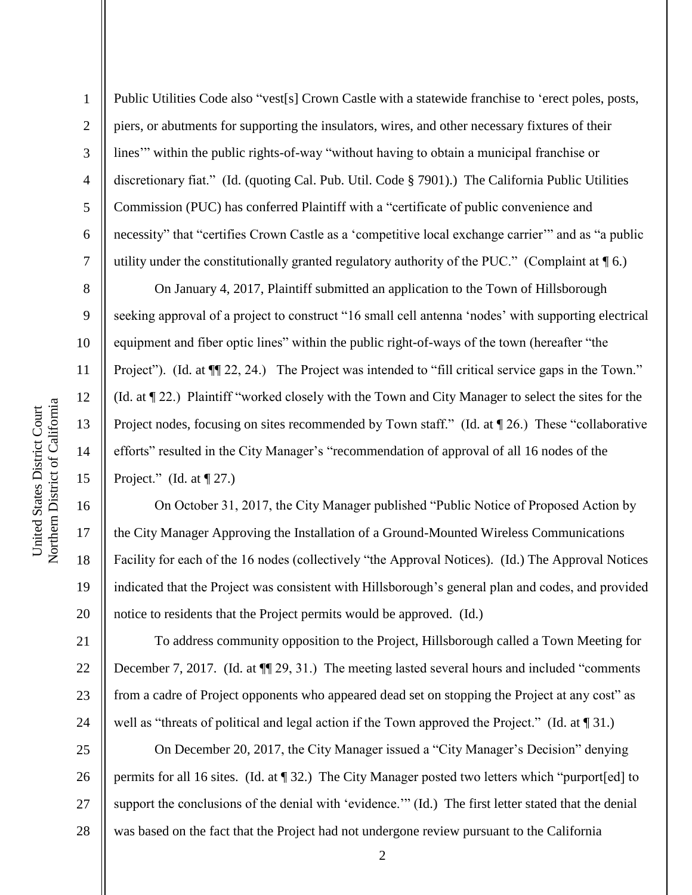Public Utilities Code also "vest[s] Crown Castle with a statewide franchise to 'erect poles, posts, piers, or abutments for supporting the insulators, wires, and other necessary fixtures of their lines'" within the public rights-of-way "without having to obtain a municipal franchise or discretionary fiat." (Id. (quoting Cal. Pub. Util. Code § 7901).) The California Public Utilities Commission (PUC) has conferred Plaintiff with a "certificate of public convenience and necessity" that "certifies Crown Castle as a 'competitive local exchange carrier'" and as "a public utility under the constitutionally granted regulatory authority of the PUC." (Complaint at ¶ 6.)

On January 4, 2017, Plaintiff submitted an application to the Town of Hillsborough seeking approval of a project to construct "16 small cell antenna 'nodes' with supporting electrical equipment and fiber optic lines" within the public right-of-ways of the town (hereafter "the Project"). (Id. at ¶¶ 22, 24.) The Project was intended to "fill critical service gaps in the Town." (Id. at ¶ 22.) Plaintiff "worked closely with the Town and City Manager to select the sites for the Project nodes, focusing on sites recommended by Town staff." (Id. at ¶ 26.) These "collaborative efforts" resulted in the City Manager's "recommendation of approval of all 16 nodes of the Project." (Id. at ¶ 27.)

On October 31, 2017, the City Manager published "Public Notice of Proposed Action by the City Manager Approving the Installation of a Ground-Mounted Wireless Communications Facility for each of the 16 nodes (collectively "the Approval Notices). (Id.) The Approval Notices indicated that the Project was consistent with Hillsborough's general plan and codes, and provided notice to residents that the Project permits would be approved. (Id.)

To address community opposition to the Project, Hillsborough called a Town Meeting for December 7, 2017. (Id. at ¶¶ 29, 31.) The meeting lasted several hours and included "comments from a cadre of Project opponents who appeared dead set on stopping the Project at any cost" as well as "threats of political and legal action if the Town approved the Project." (Id. at ¶ 31.)

On December 20, 2017, the City Manager issued a "City Manager's Decision" denying permits for all 16 sites. (Id. at ¶ 32.) The City Manager posted two letters which "purport[ed] to support the conclusions of the denial with 'evidence.'" (Id.) The first letter stated that the denial was based on the fact that the Project had not undergone review pursuant to the California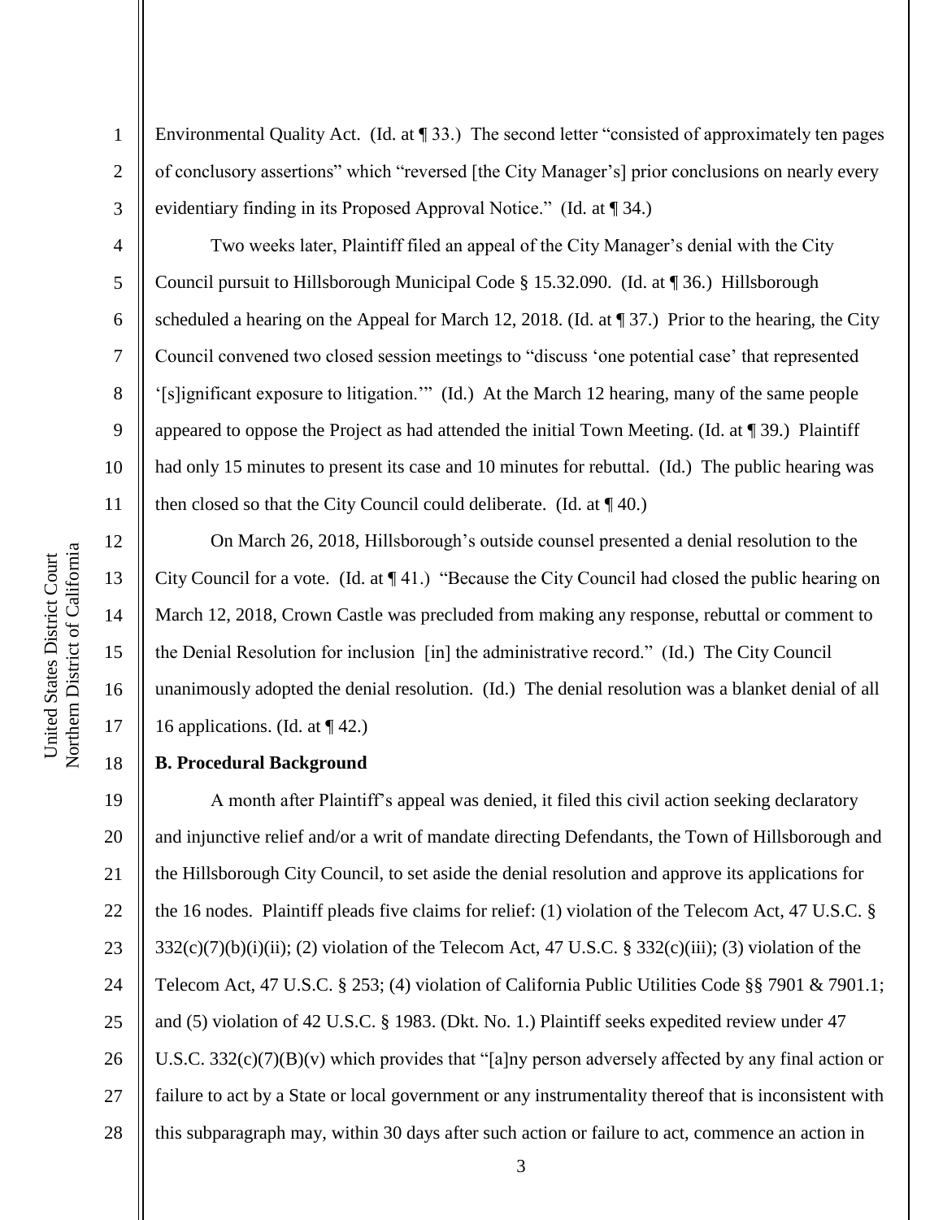Environmental Quality Act. (Id. at ¶ 33.) The second letter "consisted of approximately ten pages of conclusory assertions" which "reversed [the City Manager's] prior conclusions on nearly every evidentiary finding in its Proposed Approval Notice." (Id. at ¶ 34.)

Two weeks later, Plaintiff filed an appeal of the City Manager's denial with the City Council pursuit to Hillsborough Municipal Code § 15.32.090. (Id. at ¶ 36.) Hillsborough scheduled a hearing on the Appeal for March 12, 2018. (Id. at ¶ 37.) Prior to the hearing, the City Council convened two closed session meetings to "discuss 'one potential case' that represented '[s]ignificant exposure to litigation.'" (Id.) At the March 12 hearing, many of the same people appeared to oppose the Project as had attended the initial Town Meeting. (Id. at ¶ 39.) Plaintiff had only 15 minutes to present its case and 10 minutes for rebuttal. (Id.) The public hearing was then closed so that the City Council could deliberate. (Id. at ¶ 40.)

On March 26, 2018, Hillsborough's outside counsel presented a denial resolution to the City Council for a vote. (Id. at ¶ 41.) "Because the City Council had closed the public hearing on March 12, 2018, Crown Castle was precluded from making any response, rebuttal or comment to the Denial Resolution for inclusion [in] the administrative record." (Id.) The City Council unanimously adopted the denial resolution. (Id.) The denial resolution was a blanket denial of all 16 applications. (Id. at ¶ 42.)

**B. Procedural Background**

A month after Plaintiff's appeal was denied, it filed this civil action seeking declaratory and injunctive relief and/or a writ of mandate directing Defendants, the Town of Hillsborough and the Hillsborough City Council, to set aside the denial resolution and approve its applications for the 16 nodes. Plaintiff pleads five claims for relief: (1) violation of the Telecom Act, 47 U.S.C. § 332(c)(7)(b)(i)(ii); (2) violation of the Telecom Act, 47 U.S.C. § 332(c)(iii); (3) violation of the Telecom Act, 47 U.S.C. § 253; (4) violation of California Public Utilities Code §§ 7901 & 7901.1; and (5) violation of 42 U.S.C. § 1983. (Dkt. No. 1.) Plaintiff seeks expedited review under 47 U.S.C. 332(c)(7)(B)(v) which provides that "[a]ny person adversely affected by any final action or failure to act by a State or local government or any instrumentality thereof that is inconsistent with this subparagraph may, within 30 days after such action or failure to act, commence an action in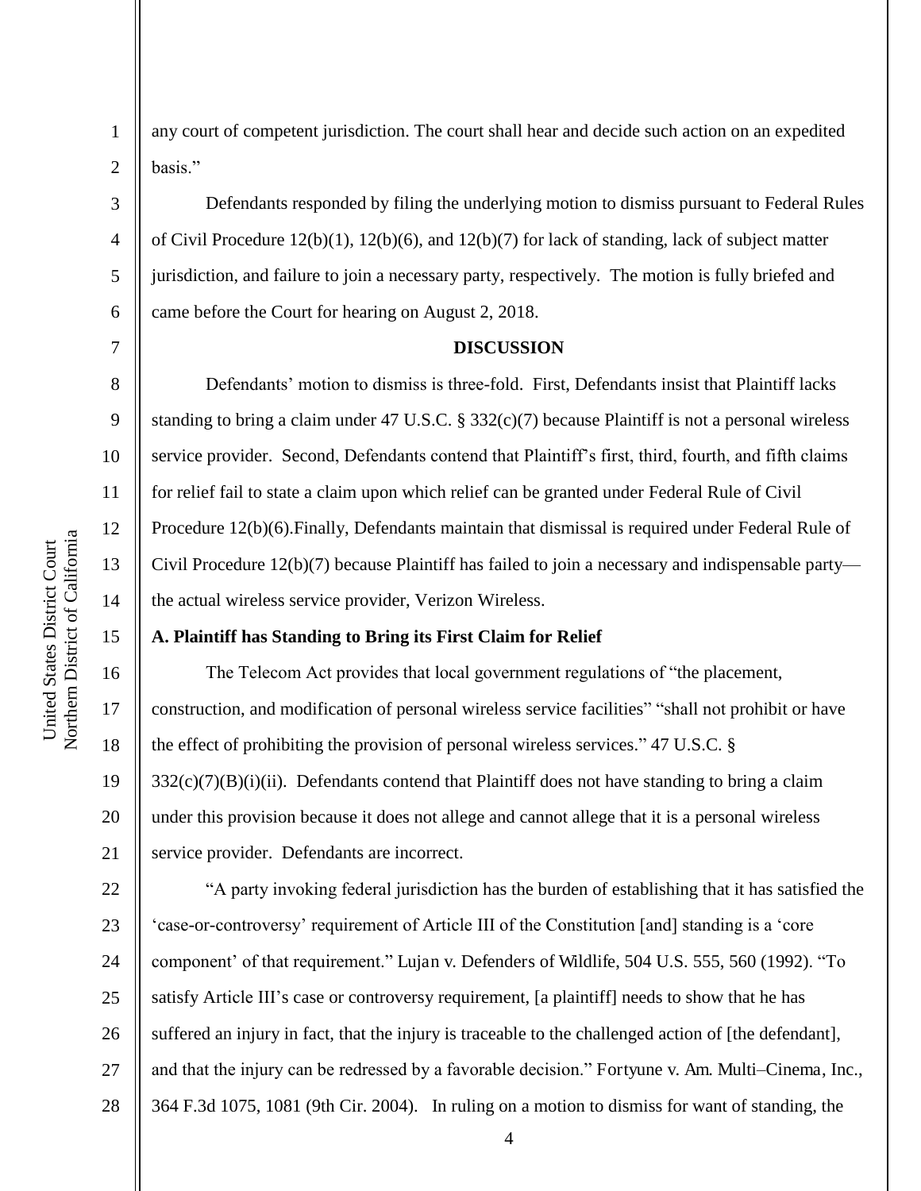any court of competent jurisdiction. The court shall hear and decide such action on an expedited basis."

Defendants responded by filing the underlying motion to dismiss pursuant to Federal Rules of Civil Procedure 12(b)(1), 12(b)(6), and 12(b)(7) for lack of standing, lack of subject matter jurisdiction, and failure to join a necessary party, respectively. The motion is fully briefed and came before the Court for hearing on August 2, 2018.

**DISCUSSION**

Defendants' motion to dismiss is three-fold. First, Defendants insist that Plaintiff lacks standing to bring a claim under 47 U.S.C. § 332(c)(7) because Plaintiff is not a personal wireless service provider. Second, Defendants contend that Plaintiff's first, third, fourth, and fifth claims for relief fail to state a claim upon which relief can be granted under Federal Rule of Civil Procedure 12(b)(6).Finally, Defendants maintain that dismissal is required under Federal Rule of Civil Procedure 12(b)(7) because Plaintiff has failed to join a necessary and indispensable party—the actual wireless service provider, Verizon Wireless.

**A. Plaintiff has Standing to Bring its First Claim for Relief**

The Telecom Act provides that local government regulations of "the placement, construction, and modification of personal wireless service facilities" "shall not prohibit or have the effect of prohibiting the provision of personal wireless services." 47 U.S.C. § 332(c)(7)(B)(i)(ii). Defendants contend that Plaintiff does not have standing to bring a claim under this provision because it does not allege and cannot allege that it is a personal wireless service provider. Defendants are incorrect.

"A party invoking federal jurisdiction has the burden of establishing that it has satisfied the 'case-or-controversy' requirement of Article III of the Constitution [and] standing is a 'core component' of that requirement." Lujan v. Defenders of Wildlife, 504 U.S. 555, 560 (1992). "To satisfy Article III's case or controversy requirement, [a plaintiff] needs to show that he has suffered an injury in fact, that the injury is traceable to the challenged action of [the defendant], and that the injury can be redressed by a favorable decision." Fortyune v. Am. Multi–Cinema, Inc., 364 F.3d 1075, 1081 (9th Cir. 2004). In ruling on a motion to dismiss for want of standing, the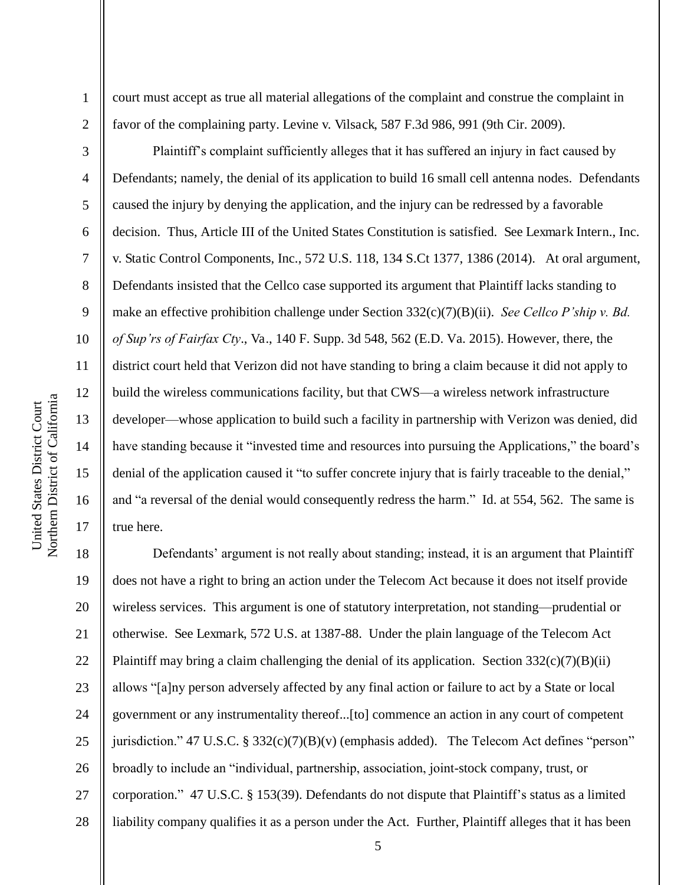court must accept as true all material allegations of the complaint and construe the complaint in favor of the complaining party. Levine v. Vilsack, 587 F.3d 986, 991 (9th Cir. 2009).

Plaintiff's complaint sufficiently alleges that it has suffered an injury in fact caused by Defendants; namely, the denial of its application to build 16 small cell antenna nodes. Defendants caused the injury by denying the application, and the injury can be redressed by a favorable decision. Thus, Article III of the United States Constitution is satisfied. See Lexmark Intern., Inc. v. Static Control Components, Inc., 572 U.S. 118, 134 S.Ct 1377, 1386 (2014). At oral argument, Defendants insisted that the Cellco case supported its argument that Plaintiff lacks standing to make an effective prohibition challenge under Section 332(c)(7)(B)(ii). *See Cellco P'ship v. Bd. of Sup'rs of Fairfax Cty*., Va., 140 F. Supp. 3d 548, 562 (E.D. Va. 2015). However, there, the district court held that Verizon did not have standing to bring a claim because it did not apply to build the wireless communications facility, but that CWS—a wireless network infrastructure developer—whose application to build such a facility in partnership with Verizon was denied, did have standing because it "invested time and resources into pursuing the Applications," the board's denial of the application caused it "to suffer concrete injury that is fairly traceable to the denial," and "a reversal of the denial would consequently redress the harm." Id. at 554, 562. The same is true here.

Defendants' argument is not really about standing; instead, it is an argument that Plaintiff does not have a right to bring an action under the Telecom Act because it does not itself provide wireless services. This argument is one of statutory interpretation, not standing—prudential or otherwise. See Lexmark, 572 U.S. at 1387-88. Under the plain language of the Telecom Act Plaintiff may bring a claim challenging the denial of its application. Section 332(c)(7)(B)(ii) allows "[a]ny person adversely affected by any final action or failure to act by a State or local government or any instrumentality thereof...[to] commence an action in any court of competent jurisdiction." 47 U.S.C. § 332(c)(7)(B)(v) (emphasis added). The Telecom Act defines "person" broadly to include an "individual, partnership, association, joint-stock company, trust, or corporation." 47 U.S.C. § 153(39). Defendants do not dispute that Plaintiff's status as a limited liability company qualifies it as a person under the Act. Further, Plaintiff alleges that it has been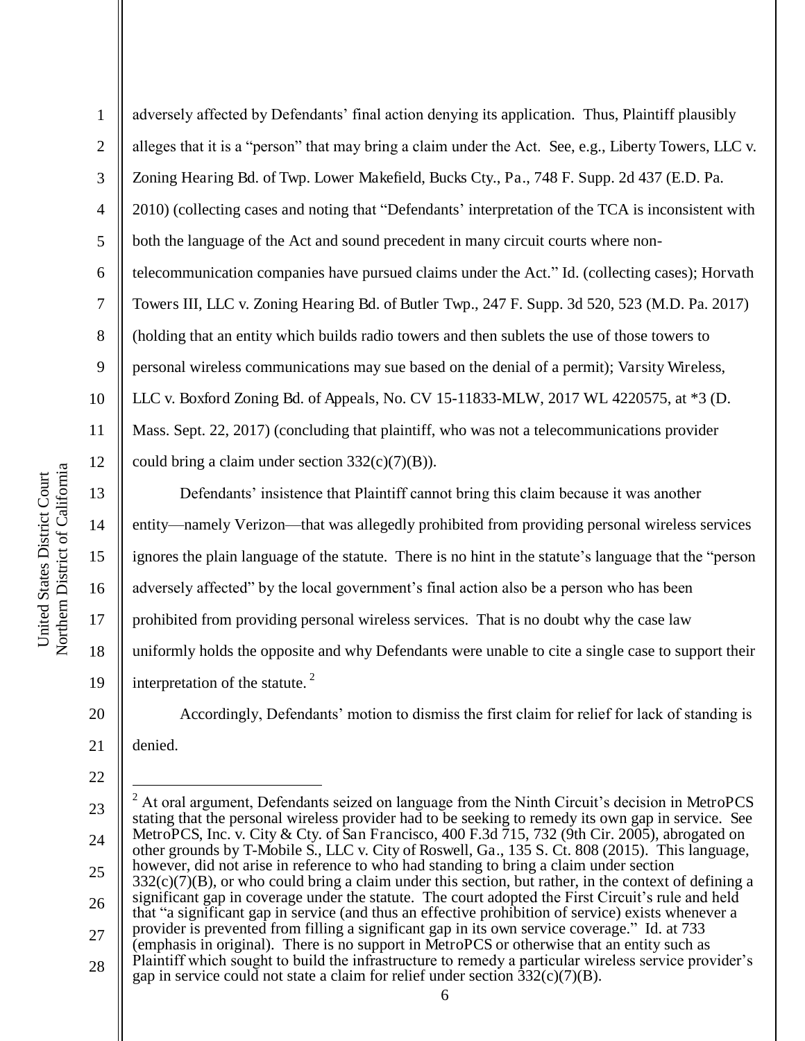adversely affected by Defendants' final action denying its application. Thus, Plaintiff plausibly alleges that it is a "person" that may bring a claim under the Act. See, e.g., Liberty Towers, LLC v. Zoning Hearing Bd. of Twp. Lower Makefield, Bucks Cty., Pa., 748 F. Supp. 2d 437 (E.D. Pa. 2010) (collecting cases and noting that "Defendants' interpretation of the TCA is inconsistent with both the language of the Act and sound precedent in many circuit courts where non-telecommunication companies have pursued claims under the Act." Id. (collecting cases); Horvath Towers III, LLC v. Zoning Hearing Bd. of Butler Twp., 247 F. Supp. 3d 520, 523 (M.D. Pa. 2017) (holding that an entity which builds radio towers and then sublets the use of those towers to personal wireless communications may sue based on the denial of a permit); Varsity Wireless, LLC v. Boxford Zoning Bd. of Appeals, No. CV 15-11833-MLW, 2017 WL 4220575, at *3 (D. Mass. Sept. 22, 2017) (concluding that plaintiff, who was not a telecommunications provider could bring a claim under section 332(c)(7)(B)).

Defendants' insistence that Plaintiff cannot bring this claim because it was another entity—namely Verizon—that was allegedly prohibited from providing personal wireless services ignores the plain language of the statute. There is no hint in the statute's language that the "person adversely affected" by the local government's final action also be a person who has been prohibited from providing personal wireless services. That is no doubt why the case law uniformly holds the opposite and why Defendants were unable to cite a single case to support their interpretation of the statute.[2]

Accordingly, Defendants' motion to dismiss the first claim for relief for lack of standing is denied.

---

[2] At oral argument, Defendants seized on language from the Ninth Circuit's decision in MetroPCS stating that the personal wireless provider had to be seeking to remedy its own gap in service. See MetroPCS, Inc. v. City & Cty. of San Francisco, 400 F.3d 715, 732 (9th Cir. 2005), abrogated on other grounds by T-Mobile S., LLC v. City of Roswell, Ga., 135 S. Ct. 808 (2015). This language, however, did not arise in reference to who had standing to bring a claim under section 332(c)(7)(B), or who could bring a claim under this section, but rather, in the context of defining a significant gap in coverage under the statute. The court adopted the First Circuit's rule and held that "a significant gap in service (and thus an effective prohibition of service) exists whenever a provider is prevented from filling a significant gap in its own service coverage." Id. at 733 (emphasis in original). There is no support in MetroPCS or otherwise that an entity such as Plaintiff which sought to build the infrastructure to remedy a particular wireless service provider's gap in service could not state a claim for relief under section 332(c)(7)(B).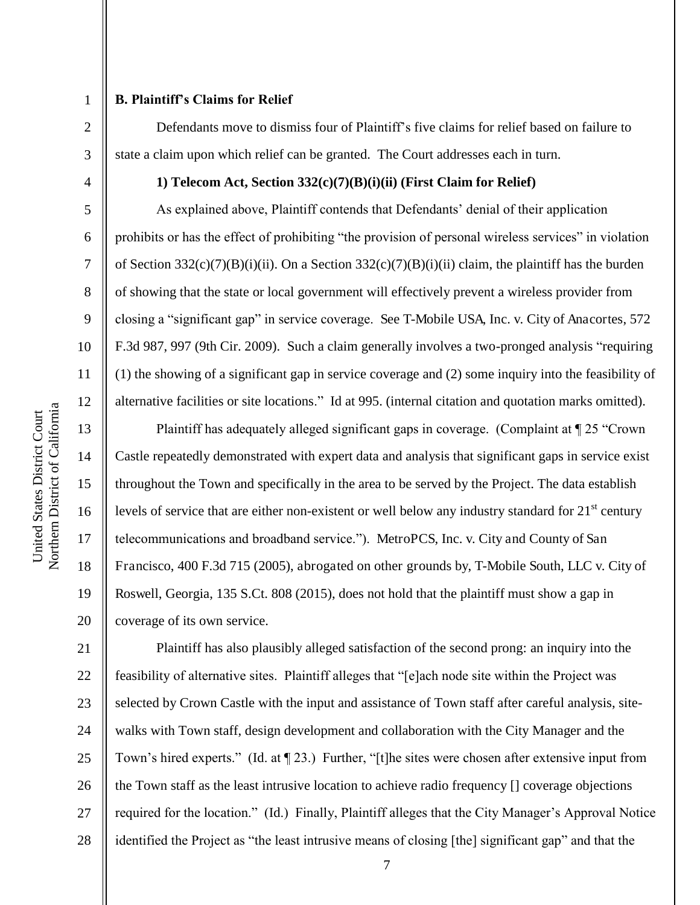**B. Plaintiff's Claims for Relief**

Defendants move to dismiss four of Plaintiff's five claims for relief based on failure to state a claim upon which relief can be granted. The Court addresses each in turn.

**1) Telecom Act, Section 332(c)(7)(B)(i)(ii) (First Claim for Relief)**

As explained above, Plaintiff contends that Defendants' denial of their application prohibits or has the effect of prohibiting "the provision of personal wireless services" in violation of Section 332(c)(7)(B)(i)(ii). On a Section 332(c)(7)(B)(i)(ii) claim, the plaintiff has the burden of showing that the state or local government will effectively prevent a wireless provider from closing a "significant gap" in service coverage. See T-Mobile USA, Inc. v. City of Anacortes, 572 F.3d 987, 997 (9th Cir. 2009). Such a claim generally involves a two-pronged analysis "requiring (1) the showing of a significant gap in service coverage and (2) some inquiry into the feasibility of alternative facilities or site locations." Id at 995. (internal citation and quotation marks omitted).

Plaintiff has adequately alleged significant gaps in coverage. (Complaint at ¶ 25 "Crown Castle repeatedly demonstrated with expert data and analysis that significant gaps in service exist throughout the Town and specifically in the area to be served by the Project. The data establish levels of service that are either non-existent or well below any industry standard for 21st century telecommunications and broadband service."). MetroPCS, Inc. v. City and County of San Francisco, 400 F.3d 715 (2005), abrogated on other grounds by, T-Mobile South, LLC v. City of Roswell, Georgia, 135 S.Ct. 808 (2015), does not hold that the plaintiff must show a gap in coverage of its own service.

Plaintiff has also plausibly alleged satisfaction of the second prong: an inquiry into the feasibility of alternative sites. Plaintiff alleges that "[e]ach node site within the Project was selected by Crown Castle with the input and assistance of Town staff after careful analysis, site-walks with Town staff, design development and collaboration with the City Manager and the Town's hired experts." (Id. at ¶ 23.) Further, "[t]he sites were chosen after extensive input from the Town staff as the least intrusive location to achieve radio frequency [] coverage objections required for the location." (Id.) Finally, Plaintiff alleges that the City Manager's Approval Notice identified the Project as "the least intrusive means of closing [the] significant gap" and that the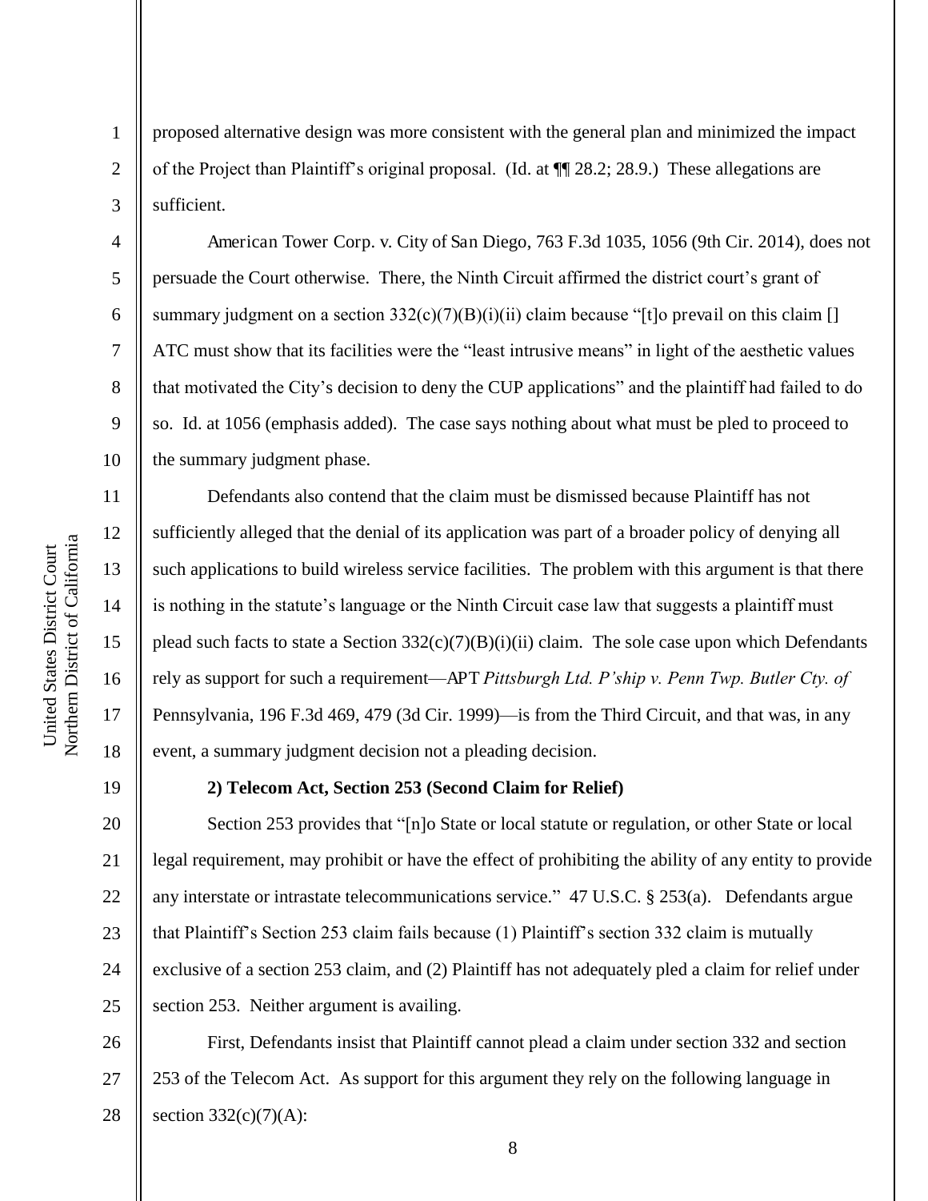proposed alternative design was more consistent with the general plan and minimized the impact of the Project than Plaintiff's original proposal. (Id. at ¶¶ 28.2; 28.9.) These allegations are sufficient.

American Tower Corp. v. City of San Diego, 763 F.3d 1035, 1056 (9th Cir. 2014), does not persuade the Court otherwise. There, the Ninth Circuit affirmed the district court's grant of summary judgment on a section 332(c)(7)(B)(i)(ii) claim because "[t]o prevail on this claim [] ATC must show that its facilities were the "least intrusive means" in light of the aesthetic values that motivated the City's decision to deny the CUP applications" and the plaintiff had failed to do so. Id. at 1056 (emphasis added). The case says nothing about what must be pled to proceed to the summary judgment phase.

Defendants also contend that the claim must be dismissed because Plaintiff has not sufficiently alleged that the denial of its application was part of a broader policy of denying all such applications to build wireless service facilities. The problem with this argument is that there is nothing in the statute's language or the Ninth Circuit case law that suggests a plaintiff must plead such facts to state a Section 332(c)(7)(B)(i)(ii) claim. The sole case upon which Defendants rely as support for such a requirement—APT *Pittsburgh Ltd. P'ship v. Penn Twp. Butler Cty. of* Pennsylvania, 196 F.3d 469, 479 (3d Cir. 1999)—is from the Third Circuit, and that was, in any event, a summary judgment decision not a pleading decision.

**2) Telecom Act, Section 253 (Second Claim for Relief)**

Section 253 provides that "[n]o State or local statute or regulation, or other State or local legal requirement, may prohibit or have the effect of prohibiting the ability of any entity to provide any interstate or intrastate telecommunications service." 47 U.S.C. § 253(a). Defendants argue that Plaintiff's Section 253 claim fails because (1) Plaintiff's section 332 claim is mutually exclusive of a section 253 claim, and (2) Plaintiff has not adequately pled a claim for relief under section 253. Neither argument is availing.

First, Defendants insist that Plaintiff cannot plead a claim under section 332 and section 253 of the Telecom Act. As support for this argument they rely on the following language in section 332(c)(7)(A):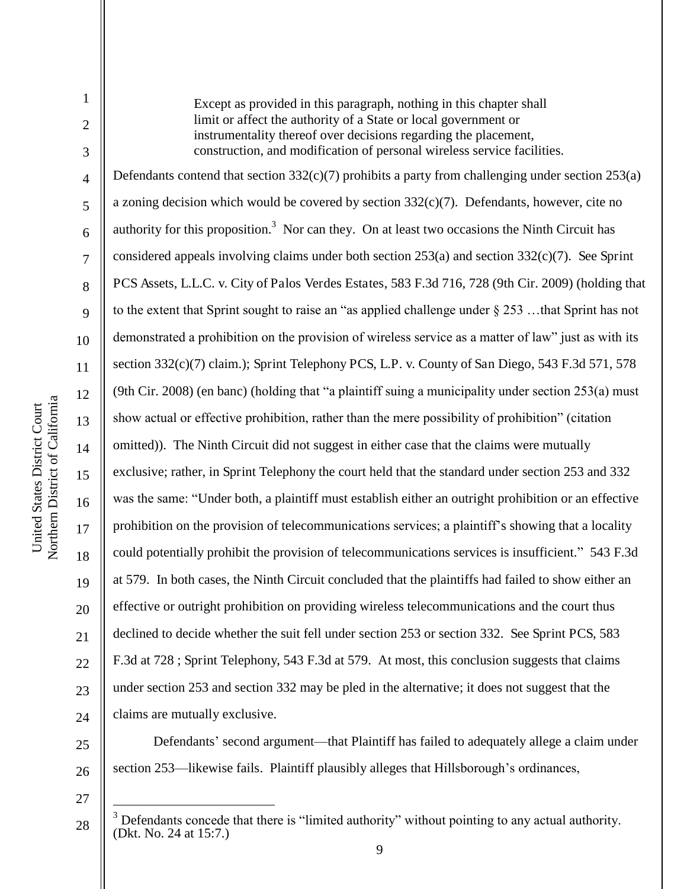> Except as provided in this paragraph, nothing in this chapter shall limit or affect the authority of a State or local government or instrumentality thereof over decisions regarding the placement, construction, and modification of personal wireless service facilities.

Defendants contend that section 332(c)(7) prohibits a party from challenging under section 253(a) a zoning decision which would be covered by section 332(c)(7). Defendants, however, cite no authority for this proposition.[3] Nor can they. On at least two occasions the Ninth Circuit has considered appeals involving claims under both section 253(a) and section 332(c)(7). See Sprint PCS Assets, L.L.C. v. City of Palos Verdes Estates, 583 F.3d 716, 728 (9th Cir. 2009) (holding that to the extent that Sprint sought to raise an "as applied challenge under § 253 …that Sprint has not demonstrated a prohibition on the provision of wireless service as a matter of law" just as with its section 332(c)(7) claim.); Sprint Telephony PCS, L.P. v. County of San Diego, 543 F.3d 571, 578 (9th Cir. 2008) (en banc) (holding that "a plaintiff suing a municipality under section 253(a) must show actual or effective prohibition, rather than the mere possibility of prohibition" (citation omitted)). The Ninth Circuit did not suggest in either case that the claims were mutually exclusive; rather, in Sprint Telephony the court held that the standard under section 253 and 332 was the same: "Under both, a plaintiff must establish either an outright prohibition or an effective prohibition on the provision of telecommunications services; a plaintiff's showing that a locality could potentially prohibit the provision of telecommunications services is insufficient." 543 F.3d at 579. In both cases, the Ninth Circuit concluded that the plaintiffs had failed to show either an effective or outright prohibition on providing wireless telecommunications and the court thus declined to decide whether the suit fell under section 253 or section 332. See Sprint PCS, 583 F.3d at 728 ; Sprint Telephony, 543 F.3d at 579. At most, this conclusion suggests that claims under section 253 and section 332 may be pled in the alternative; it does not suggest that the claims are mutually exclusive.

Defendants' second argument—that Plaintiff has failed to adequately allege a claim under section 253—likewise fails. Plaintiff plausibly alleges that Hillsborough's ordinances,

---

[3] Defendants concede that there is "limited authority" without pointing to any actual authority. (Dkt. No. 24 at 15:7.)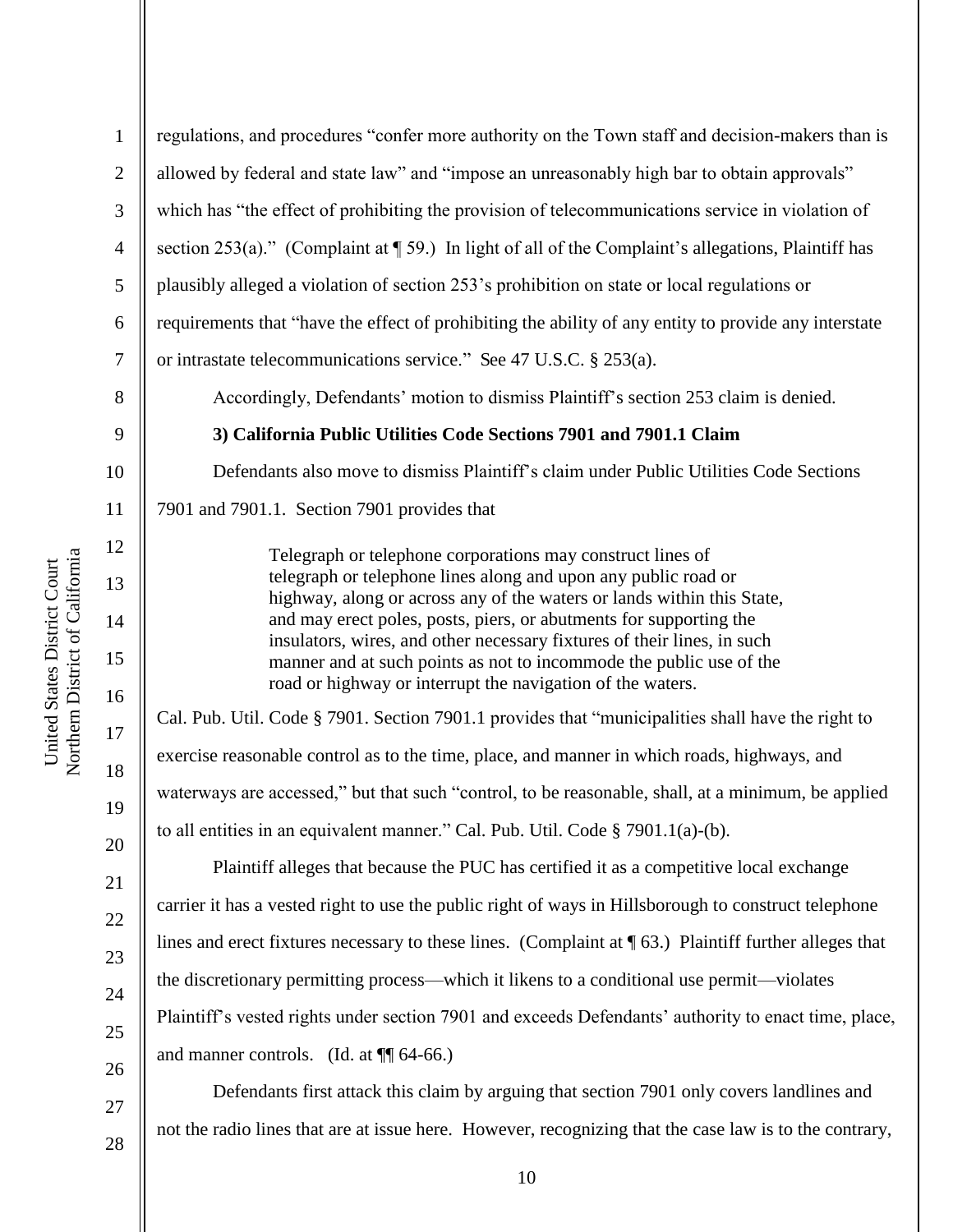regulations, and procedures "confer more authority on the Town staff and decision-makers than is allowed by federal and state law" and "impose an unreasonably high bar to obtain approvals" which has "the effect of prohibiting the provision of telecommunications service in violation of section 253(a)." (Complaint at ¶ 59.) In light of all of the Complaint's allegations, Plaintiff has plausibly alleged a violation of section 253's prohibition on state or local regulations or requirements that "have the effect of prohibiting the ability of any entity to provide any interstate or intrastate telecommunications service." See 47 U.S.C. § 253(a).

Accordingly, Defendants' motion to dismiss Plaintiff's section 253 claim is denied.

**3) California Public Utilities Code Sections 7901 and 7901.1 Claim**

Defendants also move to dismiss Plaintiff's claim under Public Utilities Code Sections 7901 and 7901.1. Section 7901 provides that

> Telegraph or telephone corporations may construct lines of telegraph or telephone lines along and upon any public road or highway, along or across any of the waters or lands within this State, and may erect poles, posts, piers, or abutments for supporting the insulators, wires, and other necessary fixtures of their lines, in such manner and at such points as not to incommode the public use of the road or highway or interrupt the navigation of the waters.

Cal. Pub. Util. Code § 7901. Section 7901.1 provides that "municipalities shall have the right to exercise reasonable control as to the time, place, and manner in which roads, highways, and waterways are accessed," but that such "control, to be reasonable, shall, at a minimum, be applied to all entities in an equivalent manner." Cal. Pub. Util. Code § 7901.1(a)-(b).

Plaintiff alleges that because the PUC has certified it as a competitive local exchange carrier it has a vested right to use the public right of ways in Hillsborough to construct telephone lines and erect fixtures necessary to these lines. (Complaint at ¶ 63.) Plaintiff further alleges that the discretionary permitting process—which it likens to a conditional use permit—violates Plaintiff's vested rights under section 7901 and exceeds Defendants' authority to enact time, place, and manner controls. (Id. at ¶¶ 64-66.)

Defendants first attack this claim by arguing that section 7901 only covers landlines and not the radio lines that are at issue here. However, recognizing that the case law is to the contrary,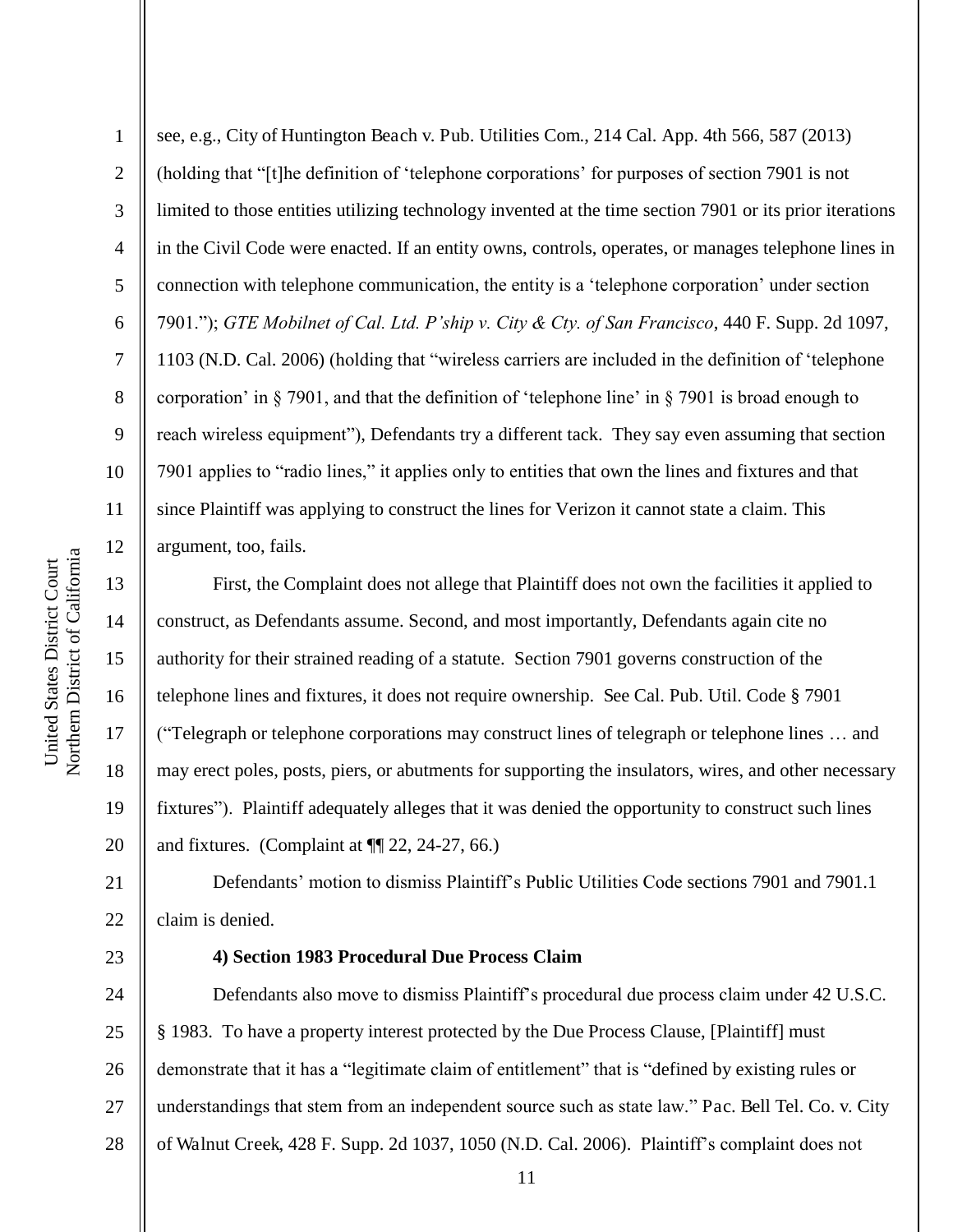see, e.g., City of Huntington Beach v. Pub. Utilities Com., 214 Cal. App. 4th 566, 587 (2013) (holding that "[t]he definition of 'telephone corporations' for purposes of section 7901 is not limited to those entities utilizing technology invented at the time section 7901 or its prior iterations in the Civil Code were enacted. If an entity owns, controls, operates, or manages telephone lines in connection with telephone communication, the entity is a 'telephone corporation' under section 7901."); *GTE Mobilnet of Cal. Ltd. P'ship v. City & Cty. of San Francisco*, 440 F. Supp. 2d 1097, 1103 (N.D. Cal. 2006) (holding that "wireless carriers are included in the definition of 'telephone corporation' in § 7901, and that the definition of 'telephone line' in § 7901 is broad enough to reach wireless equipment"), Defendants try a different tack. They say even assuming that section 7901 applies to "radio lines," it applies only to entities that own the lines and fixtures and that since Plaintiff was applying to construct the lines for Verizon it cannot state a claim. This argument, too, fails.

First, the Complaint does not allege that Plaintiff does not own the facilities it applied to construct, as Defendants assume. Second, and most importantly, Defendants again cite no authority for their strained reading of a statute. Section 7901 governs construction of the telephone lines and fixtures, it does not require ownership. See Cal. Pub. Util. Code § 7901 ("Telegraph or telephone corporations may construct lines of telegraph or telephone lines … and may erect poles, posts, piers, or abutments for supporting the insulators, wires, and other necessary fixtures"). Plaintiff adequately alleges that it was denied the opportunity to construct such lines and fixtures. (Complaint at ¶¶ 22, 24-27, 66.)

Defendants' motion to dismiss Plaintiff's Public Utilities Code sections 7901 and 7901.1 claim is denied.

**4) Section 1983 Procedural Due Process Claim**

Defendants also move to dismiss Plaintiff's procedural due process claim under 42 U.S.C. § 1983. To have a property interest protected by the Due Process Clause, [Plaintiff] must demonstrate that it has a "legitimate claim of entitlement" that is "defined by existing rules or understandings that stem from an independent source such as state law." Pac. Bell Tel. Co. v. City of Walnut Creek, 428 F. Supp. 2d 1037, 1050 (N.D. Cal. 2006). Plaintiff's complaint does not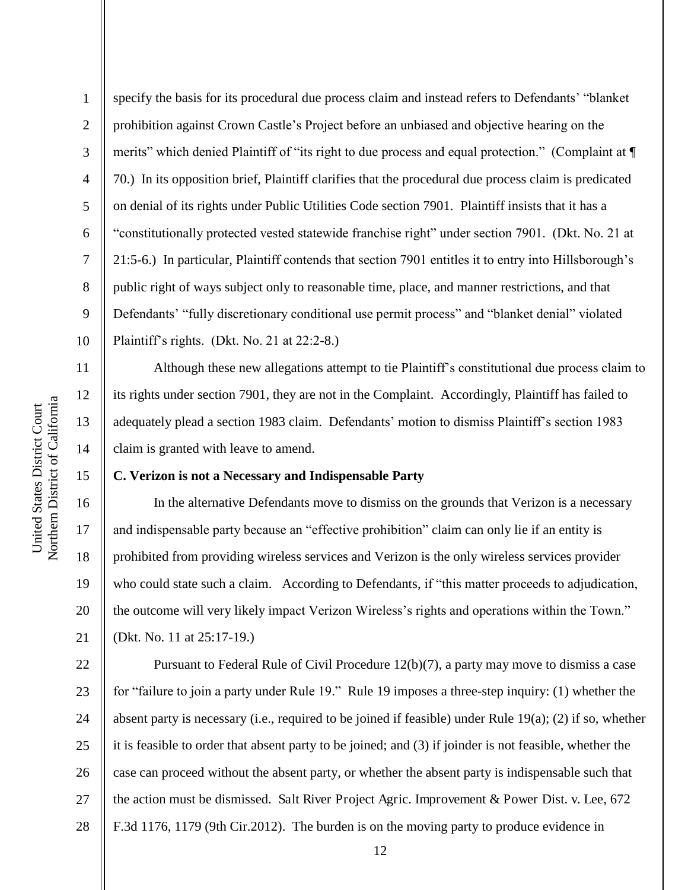specify the basis for its procedural due process claim and instead refers to Defendants' "blanket prohibition against Crown Castle's Project before an unbiased and objective hearing on the merits" which denied Plaintiff of "its right to due process and equal protection." (Complaint at ¶ 70.) In its opposition brief, Plaintiff clarifies that the procedural due process claim is predicated on denial of its rights under Public Utilities Code section 7901. Plaintiff insists that it has a "constitutionally protected vested statewide franchise right" under section 7901. (Dkt. No. 21 at 21:5-6.) In particular, Plaintiff contends that section 7901 entitles it to entry into Hillsborough's public right of ways subject only to reasonable time, place, and manner restrictions, and that Defendants' "fully discretionary conditional use permit process" and "blanket denial" violated Plaintiff's rights. (Dkt. No. 21 at 22:2-8.)

Although these new allegations attempt to tie Plaintiff's constitutional due process claim to its rights under section 7901, they are not in the Complaint. Accordingly, Plaintiff has failed to adequately plead a section 1983 claim. Defendants' motion to dismiss Plaintiff's section 1983 claim is granted with leave to amend.

**C. Verizon is not a Necessary and Indispensable Party**

In the alternative Defendants move to dismiss on the grounds that Verizon is a necessary and indispensable party because an "effective prohibition" claim can only lie if an entity is prohibited from providing wireless services and Verizon is the only wireless services provider who could state such a claim. According to Defendants, if "this matter proceeds to adjudication, the outcome will very likely impact Verizon Wireless's rights and operations within the Town." (Dkt. No. 11 at 25:17-19.)

Pursuant to Federal Rule of Civil Procedure 12(b)(7), a party may move to dismiss a case for "failure to join a party under Rule 19." Rule 19 imposes a three-step inquiry: (1) whether the absent party is necessary (i.e., required to be joined if feasible) under Rule 19(a); (2) if so, whether it is feasible to order that absent party to be joined; and (3) if joinder is not feasible, whether the case can proceed without the absent party, or whether the absent party is indispensable such that the action must be dismissed. Salt River Project Agric. Improvement & Power Dist. v. Lee, 672 F.3d 1176, 1179 (9th Cir.2012). The burden is on the moving party to produce evidence in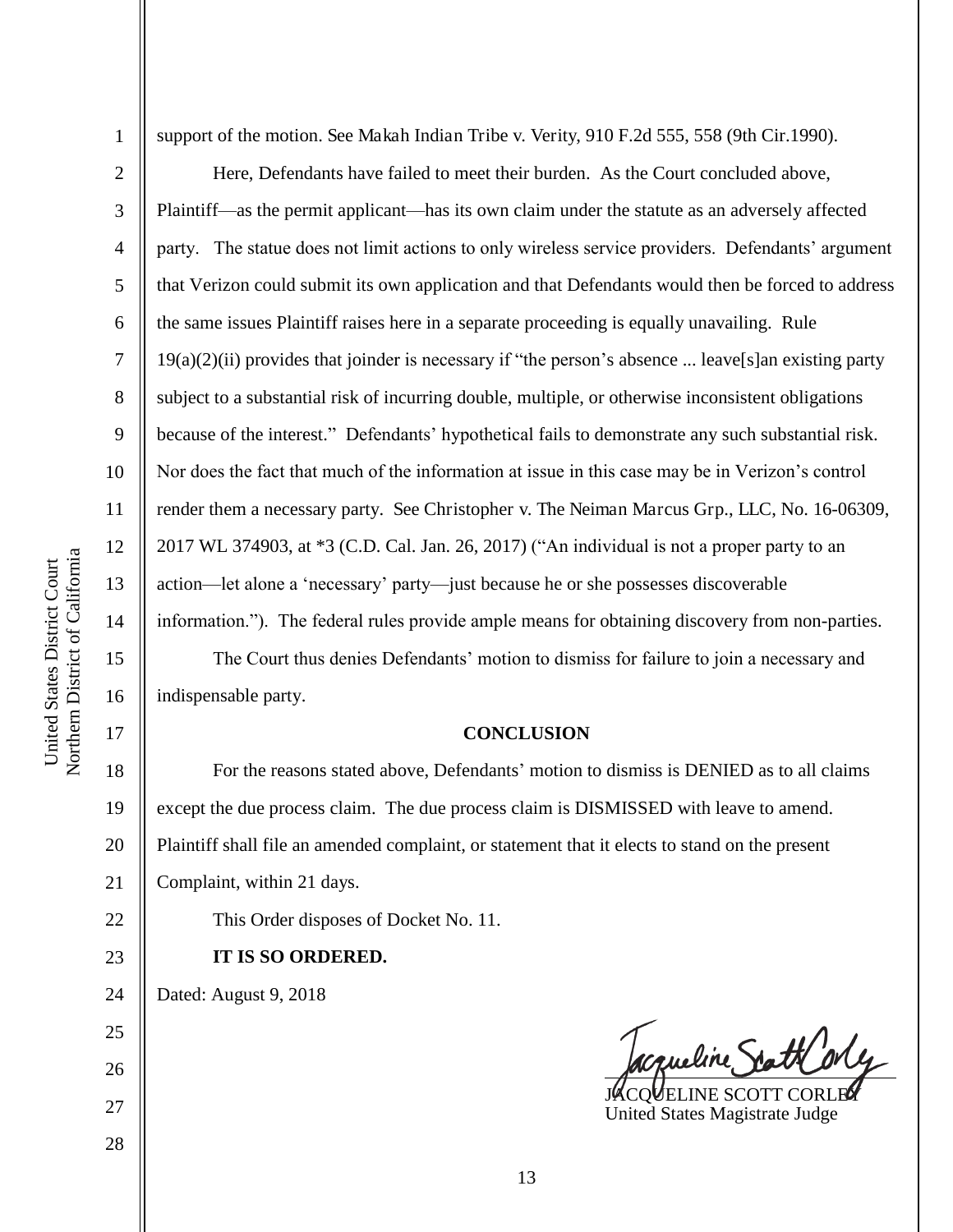support of the motion. See Makah Indian Tribe v. Verity, 910 F.2d 555, 558 (9th Cir.1990).

Here, Defendants have failed to meet their burden. As the Court concluded above, Plaintiff—as the permit applicant—has its own claim under the statute as an adversely affected party. The statue does not limit actions to only wireless service providers. Defendants' argument that Verizon could submit its own application and that Defendants would then be forced to address the same issues Plaintiff raises here in a separate proceeding is equally unavailing. Rule 19(a)(2)(ii) provides that joinder is necessary if "the person's absence ... leave[s]an existing party subject to a substantial risk of incurring double, multiple, or otherwise inconsistent obligations because of the interest." Defendants' hypothetical fails to demonstrate any such substantial risk. Nor does the fact that much of the information at issue in this case may be in Verizon's control render them a necessary party. See Christopher v. The Neiman Marcus Grp., LLC, No. 16-06309, 2017 WL 374903, at *3 (C.D. Cal. Jan. 26, 2017) ("An individual is not a proper party to an action—let alone a 'necessary' party—just because he or she possesses discoverable information."). The federal rules provide ample means for obtaining discovery from non-parties.

The Court thus denies Defendants' motion to dismiss for failure to join a necessary and indispensable party.

**CONCLUSION**

For the reasons stated above, Defendants' motion to dismiss is DENIED as to all claims except the due process claim. The due process claim is DISMISSED with leave to amend. Plaintiff shall file an amended complaint, or statement that it elects to stand on the present Complaint, within 21 days.

This Order disposes of Docket No. 11.

**IT IS SO ORDERED.**

Dated: August 9, 2018

JACQUELINE SCOTT CORLEY
United States Magistrate Judge